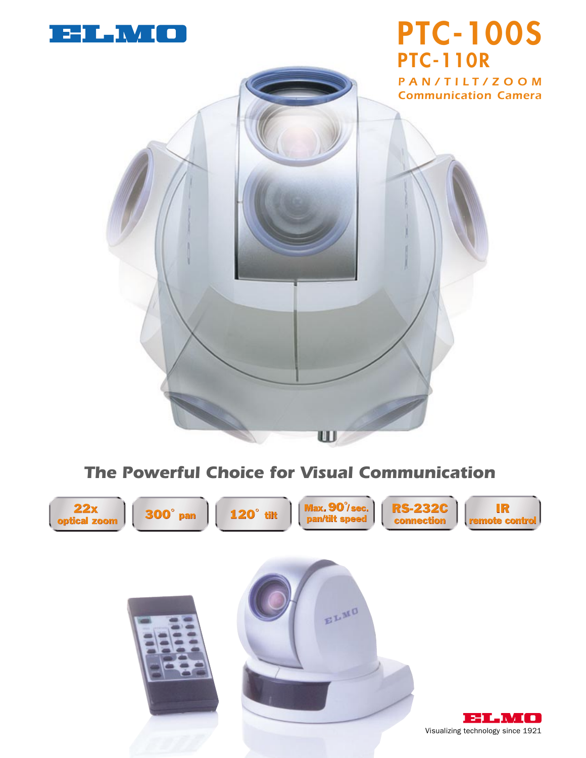ELMO

# PTC-100S

## PTC-110R

PAN/TILT/ZOOM

Communication Camera

### *The Powerful Choice for Visual Communication*

- 22x optical zoom
- 300° pan
- 120° tilt
- Max. 90°/sec. pan/tilt speed
- RS-232C connection
- IR remote control

ELMO

Visualizing technology since 1921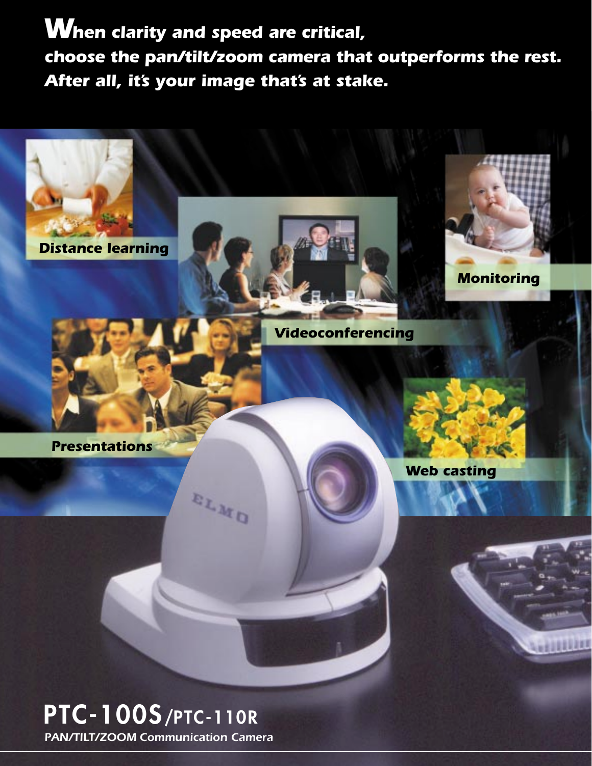***When clarity and speed are critical, choose the pan/tilt/zoom camera that outperforms the rest. After all, it's your image that's at stake.***

***Distance learning***

***Videoconferencing***

***Monitoring***

***Presentations***

***Web casting***

# PTC-100S/PTC-110R

*PAN/TILT/ZOOM Communication Camera*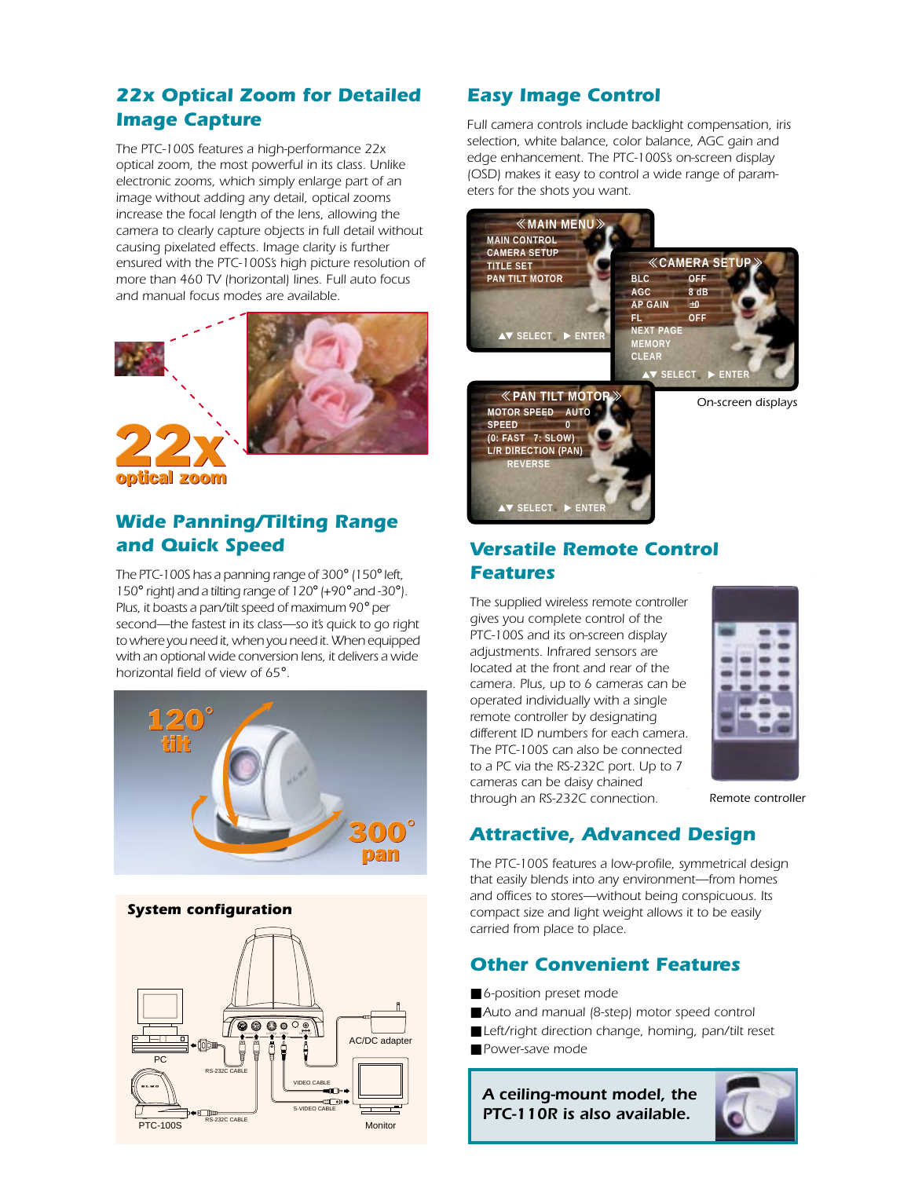## 22x Optical Zoom for Detailed Image Capture

The PTC-100S features a high-performance 22x optical zoom, the most powerful in its class. Unlike electronic zooms, which simply enlarge part of an image without adding any detail, optical zooms increase the focal length of the lens, allowing the camera to clearly capture objects in full detail without causing pixelated effects. Image clarity is further ensured with the PTC-100S's high picture resolution of more than 460 TV (horizontal) lines. Full auto focus and manual focus modes are available.

## Wide Panning/Tilting Range and Quick Speed

The PTC-100S has a panning range of 300° (150° left, 150° right) and a tilting range of 120° (+90° and -30°). Plus, it boasts a pan/tilt speed of maximum 90° per second—the fastest in its class—so it's quick to go right to where you need it, when you need it. When equipped with an optional wide conversion lens, it delivers a wide horizontal field of view of 65°.

**System configuration**

## Easy Image Control

Full camera controls include backlight compensation, iris selection, white balance, color balance, AGC gain and edge enhancement. The PTC-100S's on-screen display (OSD) makes it easy to control a wide range of parameters for the shots you want.

On-screen displays

## Versatile Remote Control Features

The supplied wireless remote controller gives you complete control of the PTC-100S and its on-screen display adjustments. Infrared sensors are located at the front and rear of the camera. Plus, up to 6 cameras can be operated individually with a single remote controller by designating different ID numbers for each camera. The PTC-100S can also be connected to a PC via the RS-232C port. Up to 7 cameras can be daisy chained through an RS-232C connection.

Remote controller

## Attractive, Advanced Design

The PTC-100S features a low-profile, symmetrical design that easily blends into any environment—from homes and offices to stores—without being conspicuous. Its compact size and light weight allows it to be easily carried from place to place.

## Other Convenient Features

- 6-position preset mode
- Auto and manual (8-step) motor speed control
- Left/right direction change, homing, pan/tilt reset
- Power-save mode

**A ceiling-mount model, the PTC-110R is also available.**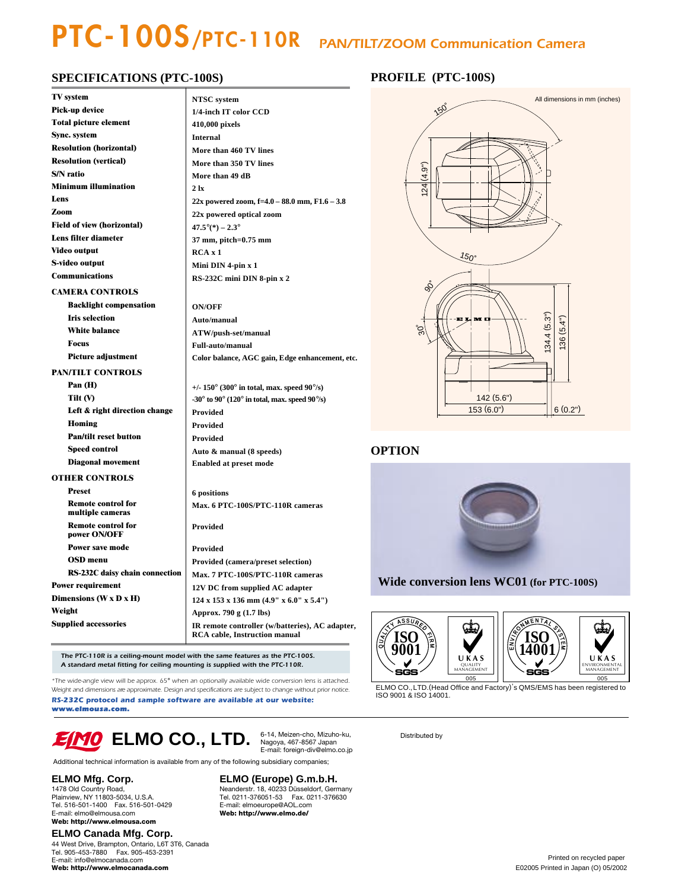# PTC-100S/PTC-110R PAN/TILT/ZOOM Communication Camera

## SPECIFICATIONS (PTC-100S)

| | |
|---|---|
| TV system | NTSC system |
| Pick-up device | 1/4-inch IT color CCD |
| Total picture element | 410,000 pixels |
| Sync. system | Internal |
| Resolution (horizontal) | More than 460 TV lines |
| Resolution (vertical) | More than 350 TV lines |
| S/N ratio | More than 49 dB |
| Minimum illumination | 2 lx |
| Lens | 22x powered zoom, f=4.0 – 88.0 mm, F1.6 – 3.8 |
| Zoom | 22x powered optical zoom |
| Field of view (horizontal) | 47.5°(*) – 2.3° |
| Lens filter diameter | 37 mm, pitch=0.75 mm |
| Video output | RCA x 1 |
| S-video output | Mini DIN 4-pin x 1 |
| Communications | RS-232C mini DIN 8-pin x 2 |
| **CAMERA CONTROLS** | |
| Backlight compensation | ON/OFF |
| Iris selection | Auto/manual |
| White balance | ATW/push-set/manual |
| Focus | Full-auto/manual |
| Picture adjustment | Color balance, AGC gain, Edge enhancement, etc. |
| **PAN/TILT CONTROLS** | |
| Pan (H) | +/- 150° (300° in total, max. speed 90°/s) |
| Tilt (V) | -30° to 90° (120° in total, max. speed 90°/s) |
| Left & right direction change | Provided |
| Homing | Provided |
| Pan/tilt reset button | Provided |
| Speed control | Auto & manual (8 speeds) |
| Diagonal movement | Enabled at preset mode |
| **OTHER CONTROLS** | |
| Preset | 6 positions |
| Remote control for multiple cameras | Max. 6 PTC-100S/PTC-110R cameras |
| Remote control for power ON/OFF | Provided |
| Power save mode | Provided |
| OSD menu | Provided (camera/preset selection) |
| RS-232C daisy chain connection | Max. 7 PTC-100S/PTC-110R cameras |
| Power requirement | 12V DC from supplied AC adapter |
| Dimensions (W x D x H) | 124 x 136 mm (4.9" x 6.0" x 5.4") |
| Weight | Approx. 790 g (1.7 lbs) |
| Supplied accessories | IR remote controller (w/batteries), AC adapter, RCA cable, Instruction manual |

The PTC-110R is a ceiling-mount model with the same features as the PTC-100S. A standard metal fitting for ceiling mounting is supplied with the PTC-110R.

*The wide-angle view will be approx. 65° when an optionally available wide conversion lens is attached. Weight and dimensions are approximate. Design and specifications are subject to change without prior notice.

**RS-232C protocol and sample software are available at our website: www.elmousa.com.**

## PROFILE (PTC-100S)

All dimensions in mm (inches)

150°
124 (4.9")
150°
90°
30°
ELMO
134.4 (5.3")
136 (5.4")
142 (5.6")
153 (6.0")
6 (0.2")

## OPTION

**Wide conversion lens WC01 (for PTC-100S)**

ISO 9001 SGS UKAS QUALITY MANAGEMENT 005
ISO 14001 SGS UKAS ENVIRONMENTAL MANAGEMENT 005

ELMO CO., LTD.(Head Office and Factory)'s QMS/EMS has been registered to ISO 9001 & ISO 14001.

## ELMO CO., LTD.

6-14, Meizen-cho, Mizuho-ku,
Nagoya, 467-8567 Japan
E-mail: foreign-div@elmo.co.jp

Distributed by

Additional technical information is available from any of the following subsidiary companies;

### ELMO Mfg. Corp.
1478 Old Country Road,
Plainview, NY 11803-5034, U.S.A.
Tel. 516-501-1400 Fax. 516-501-0429
E-mail: elmo@elmousa.com
**Web: http://www.elmousa.com**

### ELMO (Europe) G.m.b.H.
Neanderstr. 18, 40233 Düsseldorf, Germany
Tel. 0211-376051-53 Fax. 0211-376630
E-mail: elmoeurope@AOL.com
**Web: http://www.elmo.de/**

### ELMO Canada Mfg. Corp.
44 West Drive, Brampton, Ontario, L6T 3T6, Canada
Tel. 905-453-7880 Fax. 905-453-2391
E-mail: info@elmocanada.com
**Web: http://www.elmocanada.com**

Printed on recycled paper
E02005 Printed in Japan (O) 05/2002